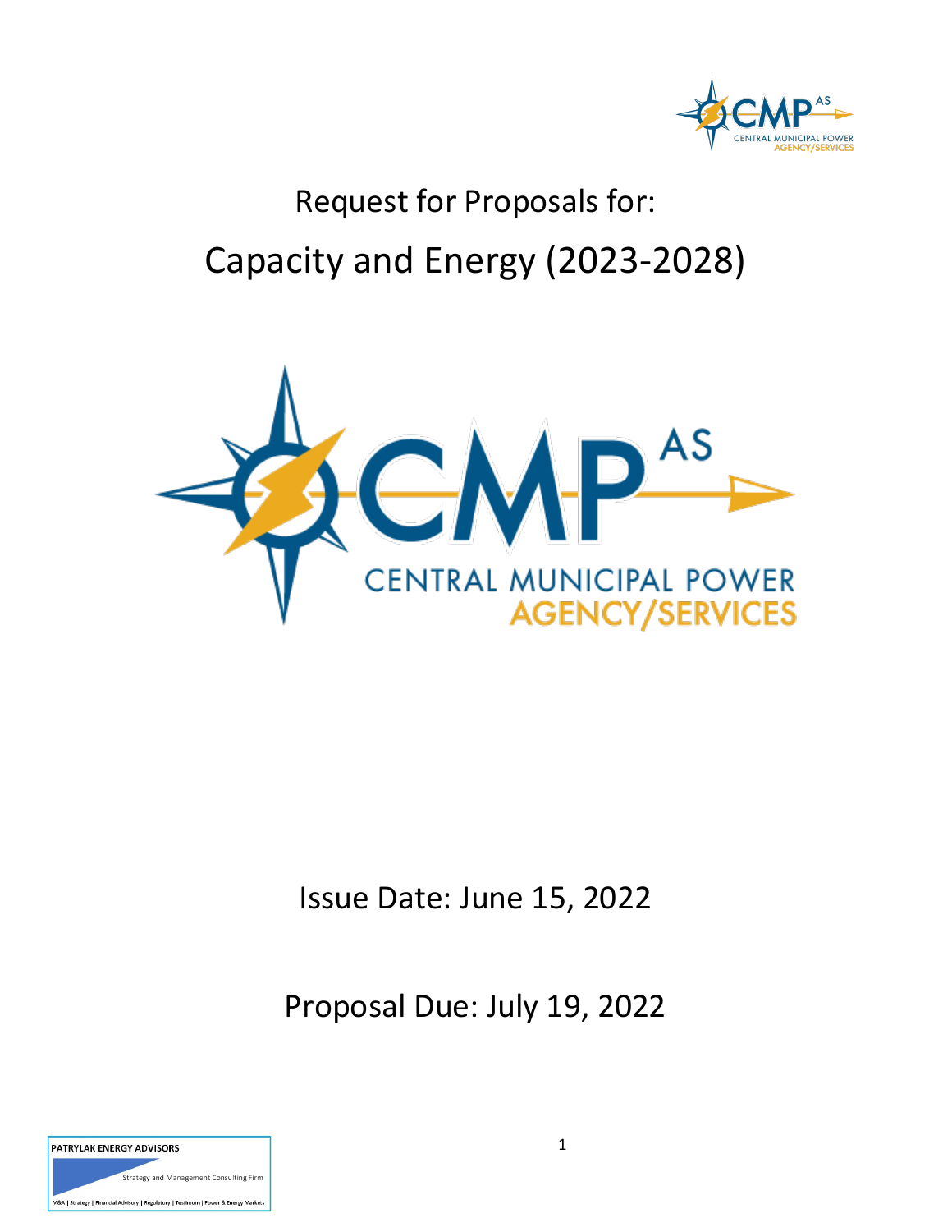Request for Proposals for:

# Capacity and Energy (2023-2028)

Issue Date: June 15, 2022

Proposal Due: July 19, 2022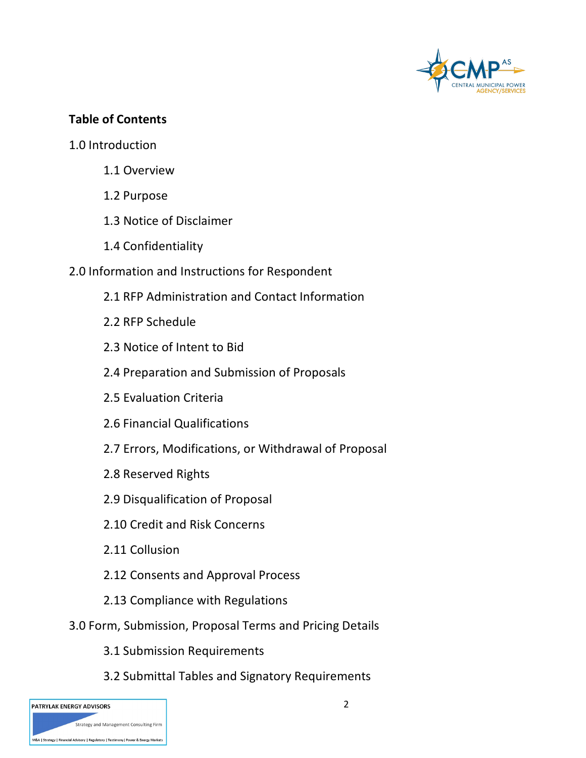**Table of Contents**

1.0 Introduction

- 1.1 Overview
- 1.2 Purpose
- 1.3 Notice of Disclaimer
- 1.4 Confidentiality

2.0 Information and Instructions for Respondent

- 2.1 RFP Administration and Contact Information
- 2.2 RFP Schedule
- 2.3 Notice of Intent to Bid
- 2.4 Preparation and Submission of Proposals
- 2.5 Evaluation Criteria
- 2.6 Financial Qualifications
- 2.7 Errors, Modifications, or Withdrawal of Proposal
- 2.8 Reserved Rights
- 2.9 Disqualification of Proposal
- 2.10 Credit and Risk Concerns
- 2.11 Collusion
- 2.12 Consents and Approval Process
- 2.13 Compliance with Regulations

3.0 Form, Submission, Proposal Terms and Pricing Details

- 3.1 Submission Requirements
- 3.2 Submittal Tables and Signatory Requirements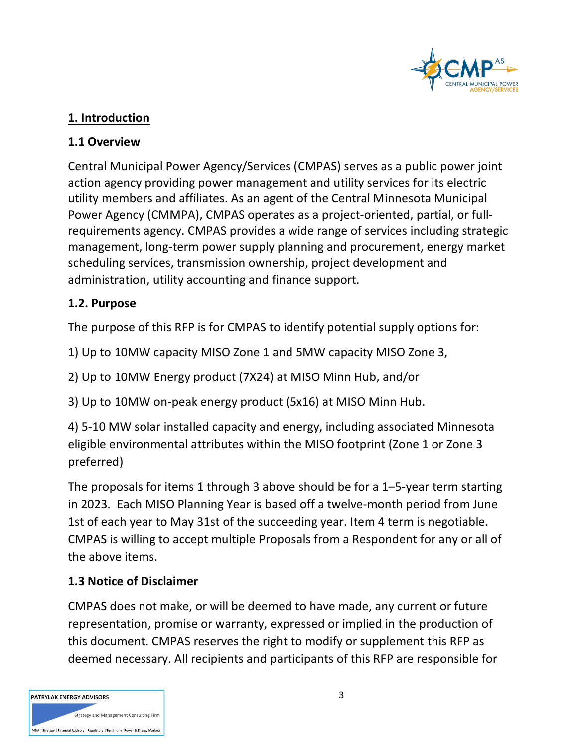## 1. Introduction

### 1.1 Overview

Central Municipal Power Agency/Services (CMPAS) serves as a public power joint action agency providing power management and utility services for its electric utility members and affiliates. As an agent of the Central Minnesota Municipal Power Agency (CMMPA), CMPAS operates as a project-oriented, partial, or full-requirements agency. CMPAS provides a wide range of services including strategic management, long-term power supply planning and procurement, energy market scheduling services, transmission ownership, project development and administration, utility accounting and finance support.

### 1.2. Purpose

The purpose of this RFP is for CMPAS to identify potential supply options for:

1) Up to 10MW capacity MISO Zone 1 and 5MW capacity MISO Zone 3,

2) Up to 10MW Energy product (7X24) at MISO Minn Hub, and/or

3) Up to 10MW on-peak energy product (5x16) at MISO Minn Hub.

4) 5-10 MW solar installed capacity and energy, including associated Minnesota eligible environmental attributes within the MISO footprint (Zone 1 or Zone 3 preferred)

The proposals for items 1 through 3 above should be for a 1–5-year term starting in 2023. Each MISO Planning Year is based off a twelve-month period from June 1st of each year to May 31st of the succeeding year. Item 4 term is negotiable. CMPAS is willing to accept multiple Proposals from a Respondent for any or all of the above items.

### 1.3 Notice of Disclaimer

CMPAS does not make, or will be deemed to have made, any current or future representation, promise or warranty, expressed or implied in the production of this document. CMPAS reserves the right to modify or supplement this RFP as deemed necessary. All recipients and participants of this RFP are responsible for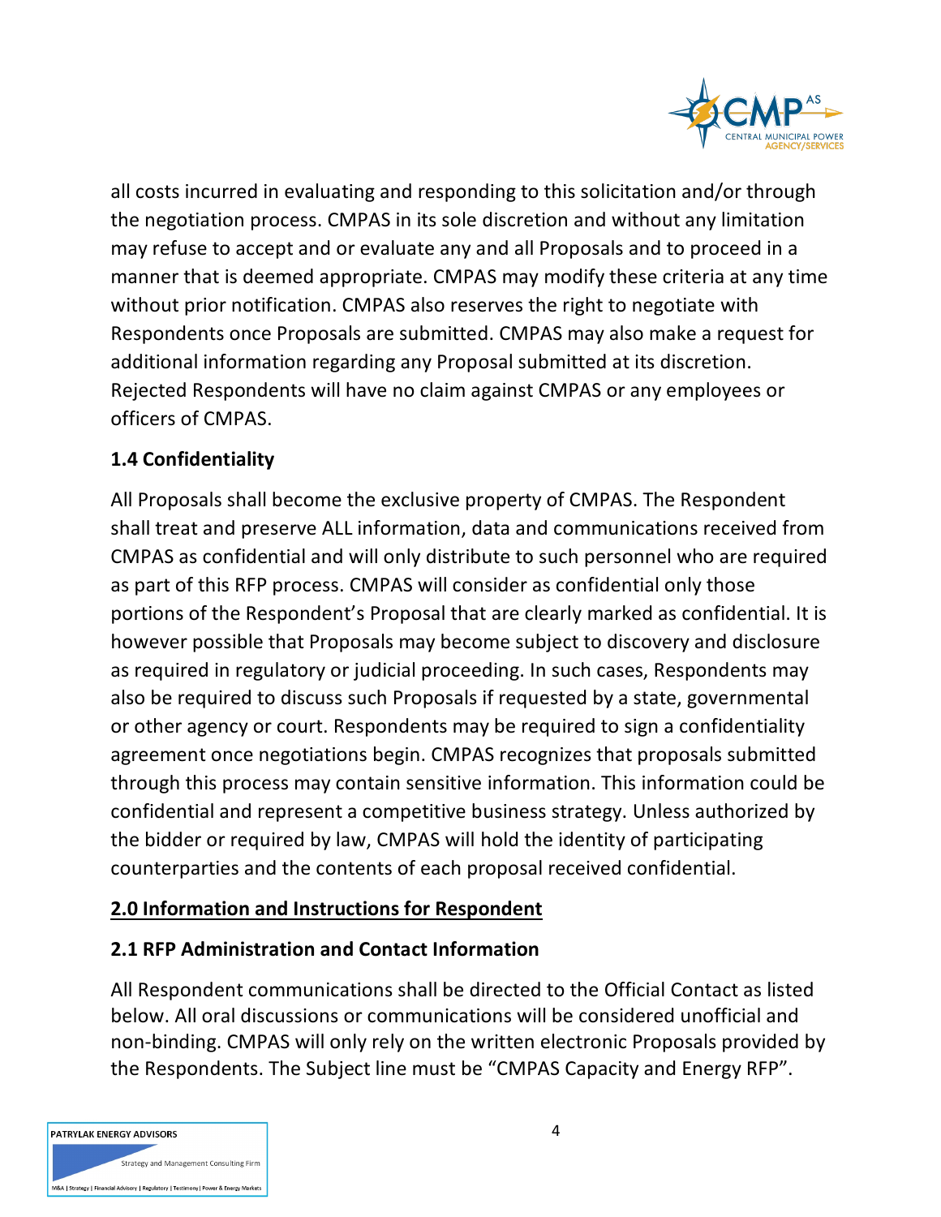all costs incurred in evaluating and responding to this solicitation and/or through the negotiation process. CMPAS in its sole discretion and without any limitation may refuse to accept and or evaluate any and all Proposals and to proceed in a manner that is deemed appropriate. CMPAS may modify these criteria at any time without prior notification. CMPAS also reserves the right to negotiate with Respondents once Proposals are submitted. CMPAS may also make a request for additional information regarding any Proposal submitted at its discretion. Rejected Respondents will have no claim against CMPAS or any employees or officers of CMPAS.

### 1.4 Confidentiality

All Proposals shall become the exclusive property of CMPAS. The Respondent shall treat and preserve ALL information, data and communications received from CMPAS as confidential and will only distribute to such personnel who are required as part of this RFP process. CMPAS will consider as confidential only those portions of the Respondent's Proposal that are clearly marked as confidential. It is however possible that Proposals may become subject to discovery and disclosure as required in regulatory or judicial proceeding. In such cases, Respondents may also be required to discuss such Proposals if requested by a state, governmental or other agency or court. Respondents may be required to sign a confidentiality agreement once negotiations begin. CMPAS recognizes that proposals submitted through this process may contain sensitive information. This information could be confidential and represent a competitive business strategy. Unless authorized by the bidder or required by law, CMPAS will hold the identity of participating counterparties and the contents of each proposal received confidential.

## 2.0 Information and Instructions for Respondent

### 2.1 RFP Administration and Contact Information

All Respondent communications shall be directed to the Official Contact as listed below. All oral discussions or communications will be considered unofficial and non-binding. CMPAS will only rely on the written electronic Proposals provided by the Respondents. The Subject line must be "CMPAS Capacity and Energy RFP".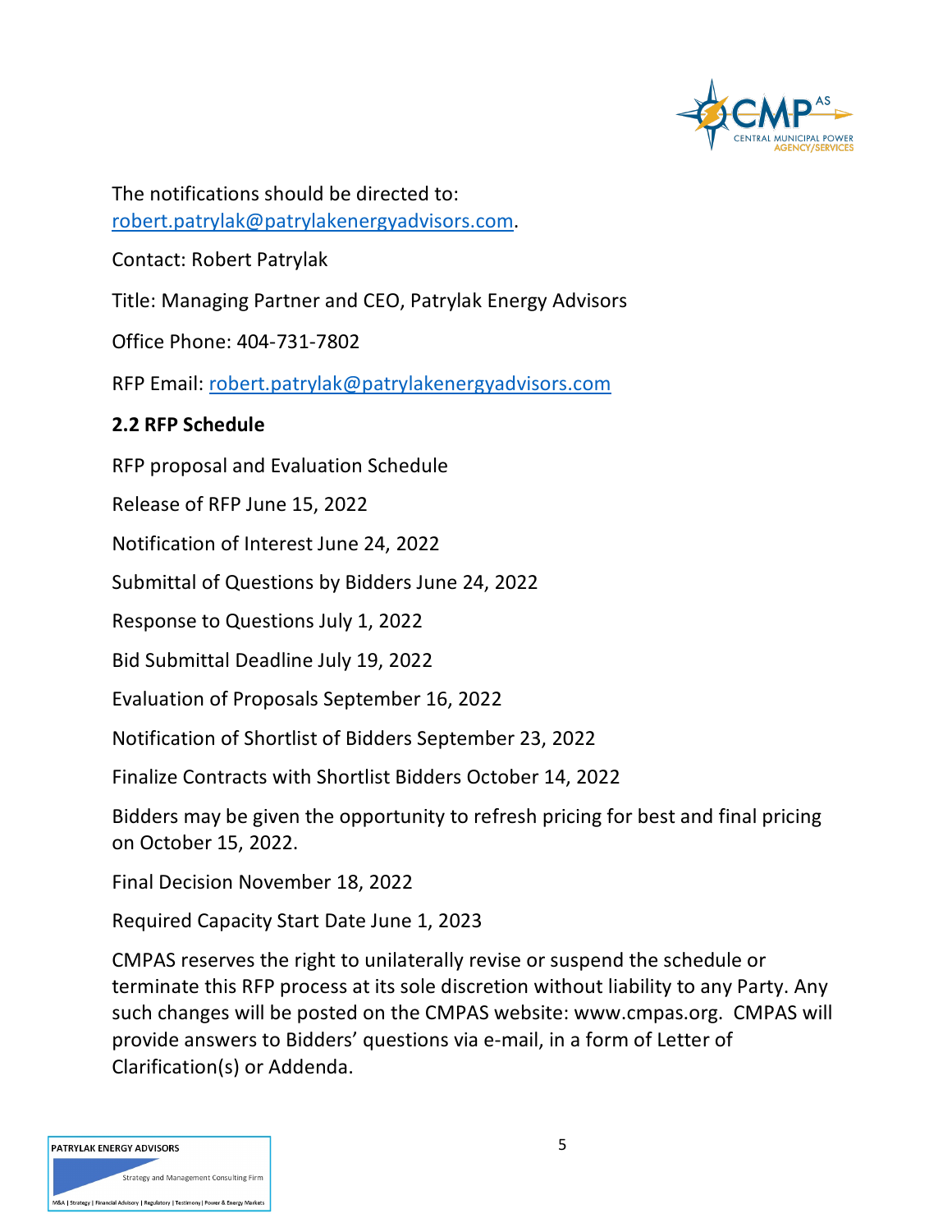The notifications should be directed to: robert.patrylak@patrylakenergyadvisors.com.

Contact: Robert Patrylak

Title: Managing Partner and CEO, Patrylak Energy Advisors

Office Phone: 404-731-7802

RFP Email: robert.patrylak@patrylakenergyadvisors.com

**2.2 RFP Schedule**

RFP proposal and Evaluation Schedule

Release of RFP June 15, 2022

Notification of Interest June 24, 2022

Submittal of Questions by Bidders June 24, 2022

Response to Questions July 1, 2022

Bid Submittal Deadline July 19, 2022

Evaluation of Proposals September 16, 2022

Notification of Shortlist of Bidders September 23, 2022

Finalize Contracts with Shortlist Bidders October 14, 2022

Bidders may be given the opportunity to refresh pricing for best and final pricing on October 15, 2022.

Final Decision November 18, 2022

Required Capacity Start Date June 1, 2023

CMPAS reserves the right to unilaterally revise or suspend the schedule or terminate this RFP process at its sole discretion without liability to any Party. Any such changes will be posted on the CMPAS website: www.cmpas.org. CMPAS will provide answers to Bidders' questions via e-mail, in a form of Letter of Clarification(s) or Addenda.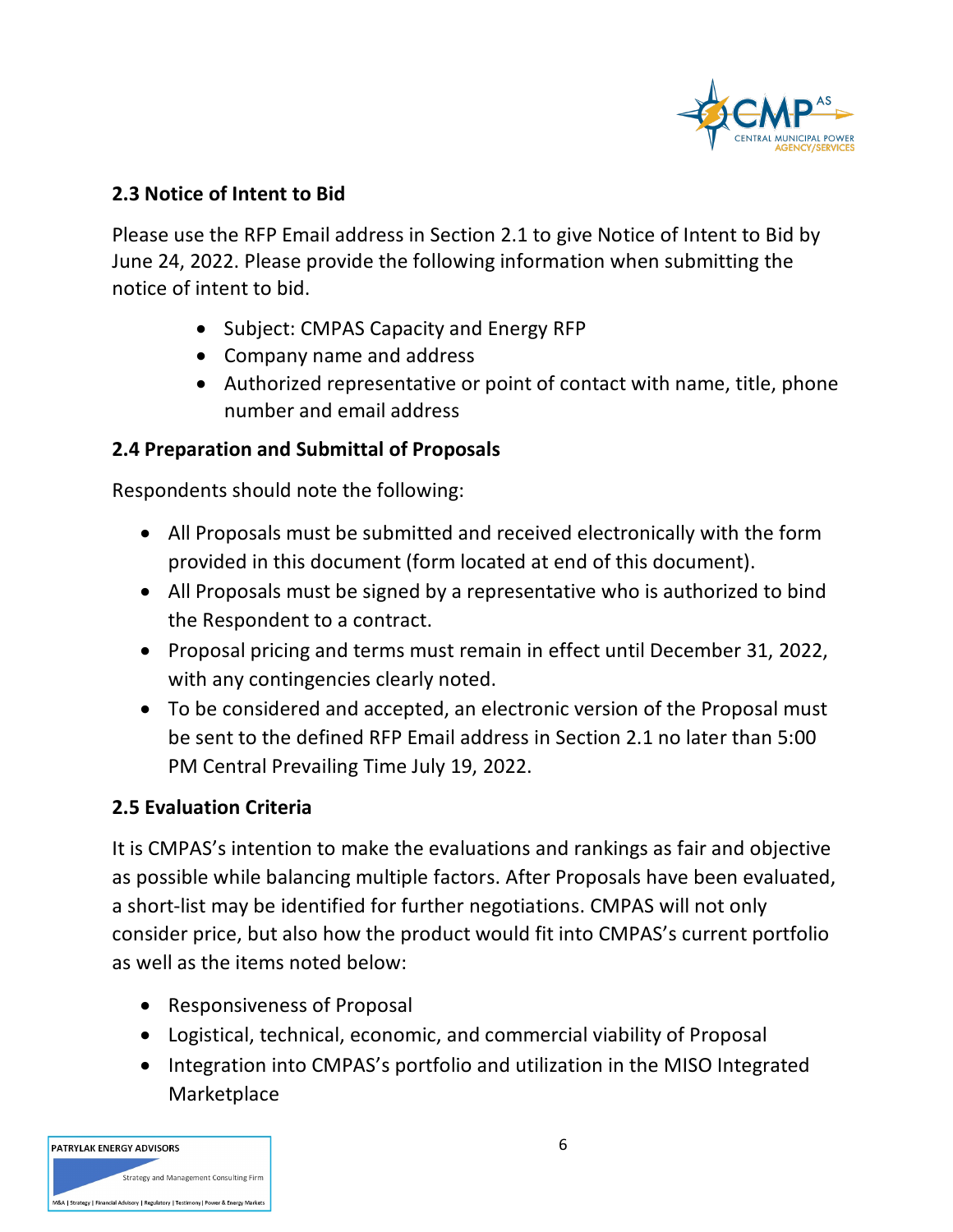### 2.3 Notice of Intent to Bid

Please use the RFP Email address in Section 2.1 to give Notice of Intent to Bid by June 24, 2022. Please provide the following information when submitting the notice of intent to bid.

- Subject: CMPAS Capacity and Energy RFP
- Company name and address
- Authorized representative or point of contact with name, title, phone number and email address

### 2.4 Preparation and Submittal of Proposals

Respondents should note the following:

- All Proposals must be submitted and received electronically with the form provided in this document (form located at end of this document).
- All Proposals must be signed by a representative who is authorized to bind the Respondent to a contract.
- Proposal pricing and terms must remain in effect until December 31, 2022, with any contingencies clearly noted.
- To be considered and accepted, an electronic version of the Proposal must be sent to the defined RFP Email address in Section 2.1 no later than 5:00 PM Central Prevailing Time July 19, 2022.

### 2.5 Evaluation Criteria

It is CMPAS's intention to make the evaluations and rankings as fair and objective as possible while balancing multiple factors. After Proposals have been evaluated, a short-list may be identified for further negotiations. CMPAS will not only consider price, but also how the product would fit into CMPAS's current portfolio as well as the items noted below:

- Responsiveness of Proposal
- Logistical, technical, economic, and commercial viability of Proposal
- Integration into CMPAS's portfolio and utilization in the MISO Integrated Marketplace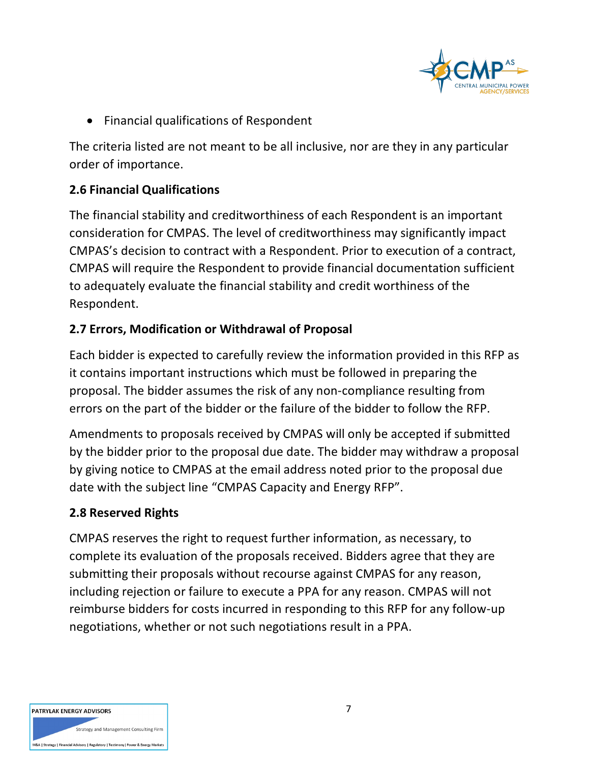- Financial qualifications of Respondent

The criteria listed are not meant to be all inclusive, nor are they in any particular order of importance.

### 2.6 Financial Qualifications

The financial stability and creditworthiness of each Respondent is an important consideration for CMPAS. The level of creditworthiness may significantly impact CMPAS's decision to contract with a Respondent. Prior to execution of a contract, CMPAS will require the Respondent to provide financial documentation sufficient to adequately evaluate the financial stability and credit worthiness of the Respondent.

### 2.7 Errors, Modification or Withdrawal of Proposal

Each bidder is expected to carefully review the information provided in this RFP as it contains important instructions which must be followed in preparing the proposal. The bidder assumes the risk of any non-compliance resulting from errors on the part of the bidder or the failure of the bidder to follow the RFP.

Amendments to proposals received by CMPAS will only be accepted if submitted by the bidder prior to the proposal due date. The bidder may withdraw a proposal by giving notice to CMPAS at the email address noted prior to the proposal due date with the subject line "CMPAS Capacity and Energy RFP".

### 2.8 Reserved Rights

CMPAS reserves the right to request further information, as necessary, to complete its evaluation of the proposals received. Bidders agree that they are submitting their proposals without recourse against CMPAS for any reason, including rejection or failure to execute a PPA for any reason. CMPAS will not reimburse bidders for costs incurred in responding to this RFP for any follow-up negotiations, whether or not such negotiations result in a PPA.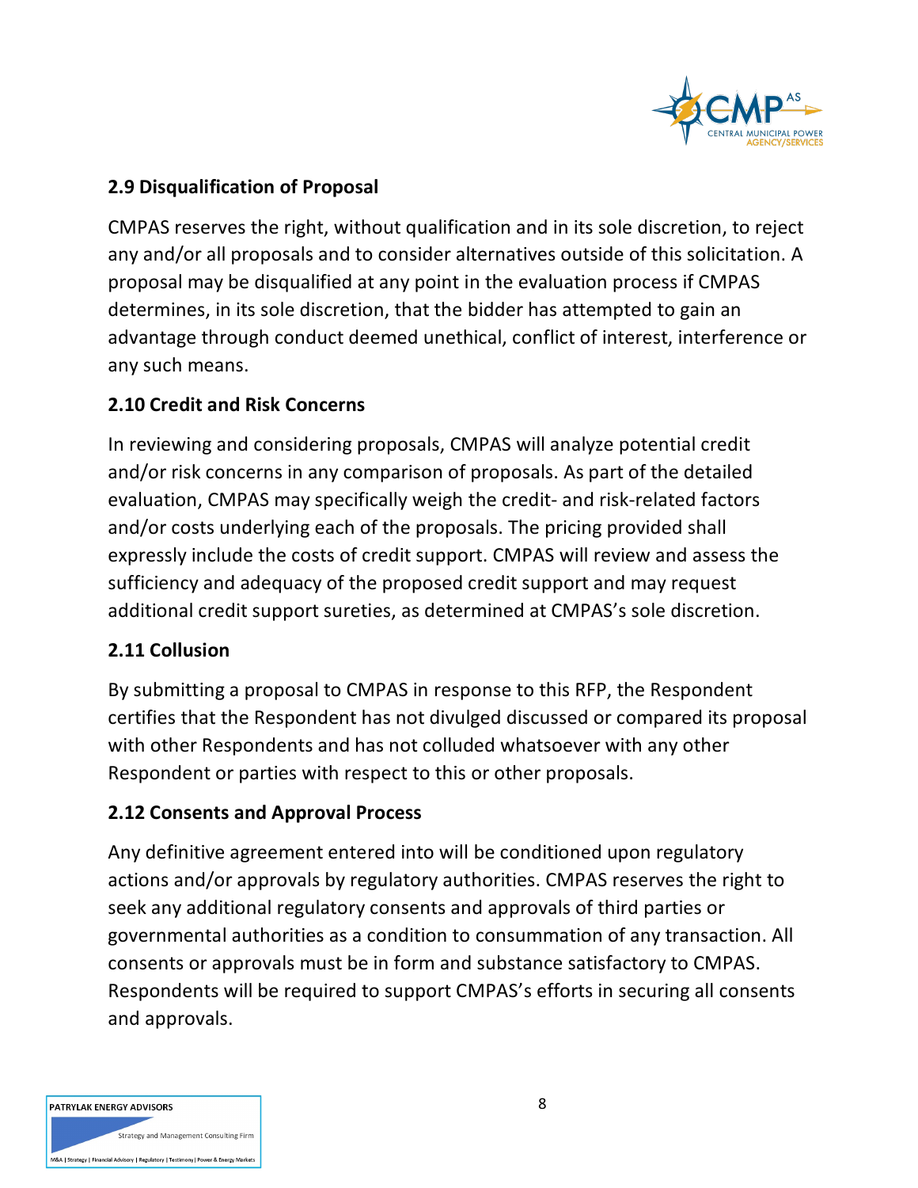## 2.9 Disqualification of Proposal

CMPAS reserves the right, without qualification and in its sole discretion, to reject any and/or all proposals and to consider alternatives outside of this solicitation. A proposal may be disqualified at any point in the evaluation process if CMPAS determines, in its sole discretion, that the bidder has attempted to gain an advantage through conduct deemed unethical, conflict of interest, interference or any such means.

## 2.10 Credit and Risk Concerns

In reviewing and considering proposals, CMPAS will analyze potential credit and/or risk concerns in any comparison of proposals. As part of the detailed evaluation, CMPAS may specifically weigh the credit- and risk-related factors and/or costs underlying each of the proposals. The pricing provided shall expressly include the costs of credit support. CMPAS will review and assess the sufficiency and adequacy of the proposed credit support and may request additional credit support sureties, as determined at CMPAS's sole discretion.

## 2.11 Collusion

By submitting a proposal to CMPAS in response to this RFP, the Respondent certifies that the Respondent has not divulged discussed or compared its proposal with other Respondents and has not colluded whatsoever with any other Respondent or parties with respect to this or other proposals.

## 2.12 Consents and Approval Process

Any definitive agreement entered into will be conditioned upon regulatory actions and/or approvals by regulatory authorities. CMPAS reserves the right to seek any additional regulatory consents and approvals of third parties or governmental authorities as a condition to consummation of any transaction. All consents or approvals must be in form and substance satisfactory to CMPAS. Respondents will be required to support CMPAS's efforts in securing all consents and approvals.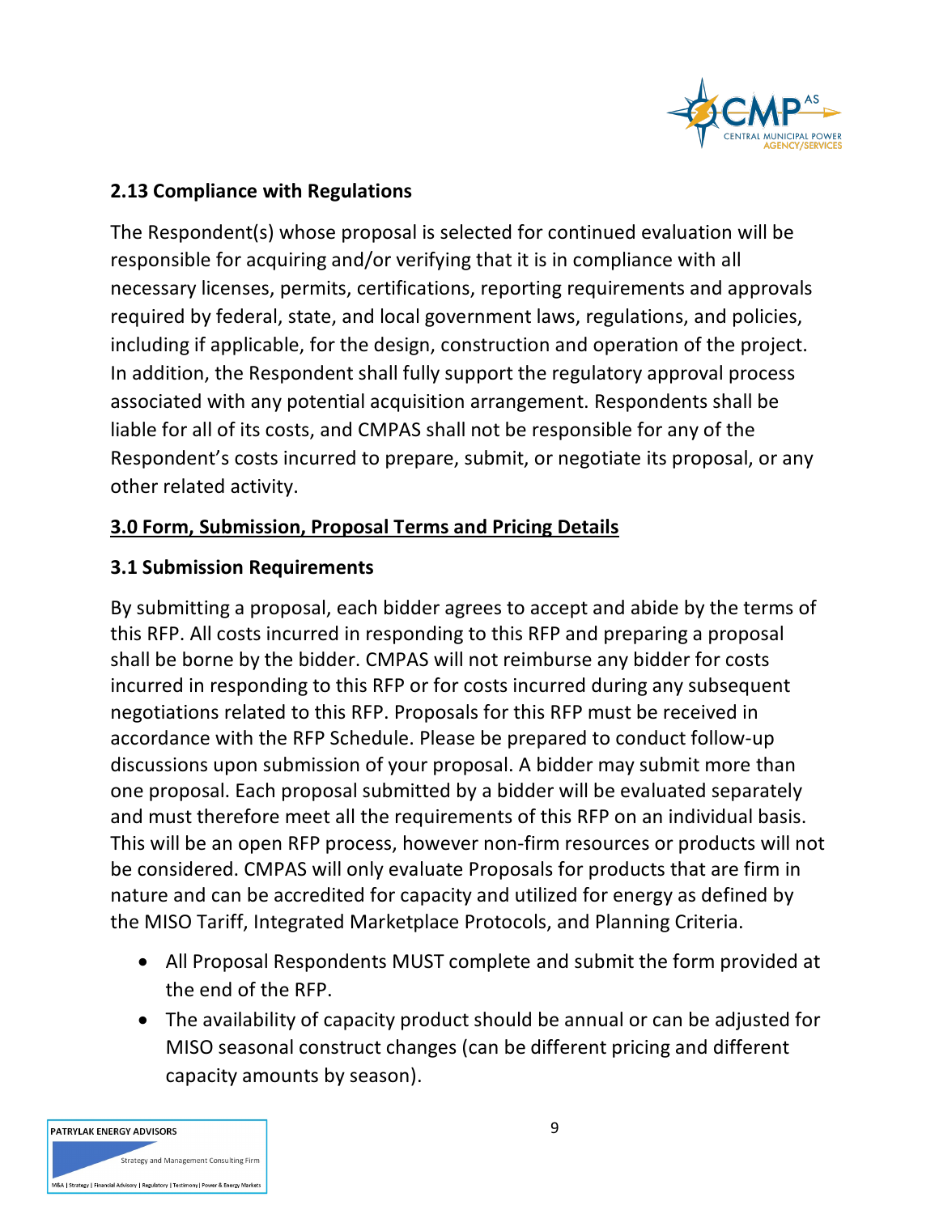### 2.13 Compliance with Regulations

The Respondent(s) whose proposal is selected for continued evaluation will be responsible for acquiring and/or verifying that it is in compliance with all necessary licenses, permits, certifications, reporting requirements and approvals required by federal, state, and local government laws, regulations, and policies, including if applicable, for the design, construction and operation of the project. In addition, the Respondent shall fully support the regulatory approval process associated with any potential acquisition arrangement. Respondents shall be liable for all of its costs, and CMPAS shall not be responsible for any of the Respondent's costs incurred to prepare, submit, or negotiate its proposal, or any other related activity.

## 3.0 Form, Submission, Proposal Terms and Pricing Details

### 3.1 Submission Requirements

By submitting a proposal, each bidder agrees to accept and abide by the terms of this RFP. All costs incurred in responding to this RFP and preparing a proposal shall be borne by the bidder. CMPAS will not reimburse any bidder for costs incurred in responding to this RFP or for costs incurred during any subsequent negotiations related to this RFP. Proposals for this RFP must be received in accordance with the RFP Schedule. Please be prepared to conduct follow-up discussions upon submission of your proposal. A bidder may submit more than one proposal. Each proposal submitted by a bidder will be evaluated separately and must therefore meet all the requirements of this RFP on an individual basis. This will be an open RFP process, however non-firm resources or products will not be considered. CMPAS will only evaluate Proposals for products that are firm in nature and can be accredited for capacity and utilized for energy as defined by the MISO Tariff, Integrated Marketplace Protocols, and Planning Criteria.

- All Proposal Respondents MUST complete and submit the form provided at the end of the RFP.
- The availability of capacity product should be annual or can be adjusted for MISO seasonal construct changes (can be different pricing and different capacity amounts by season).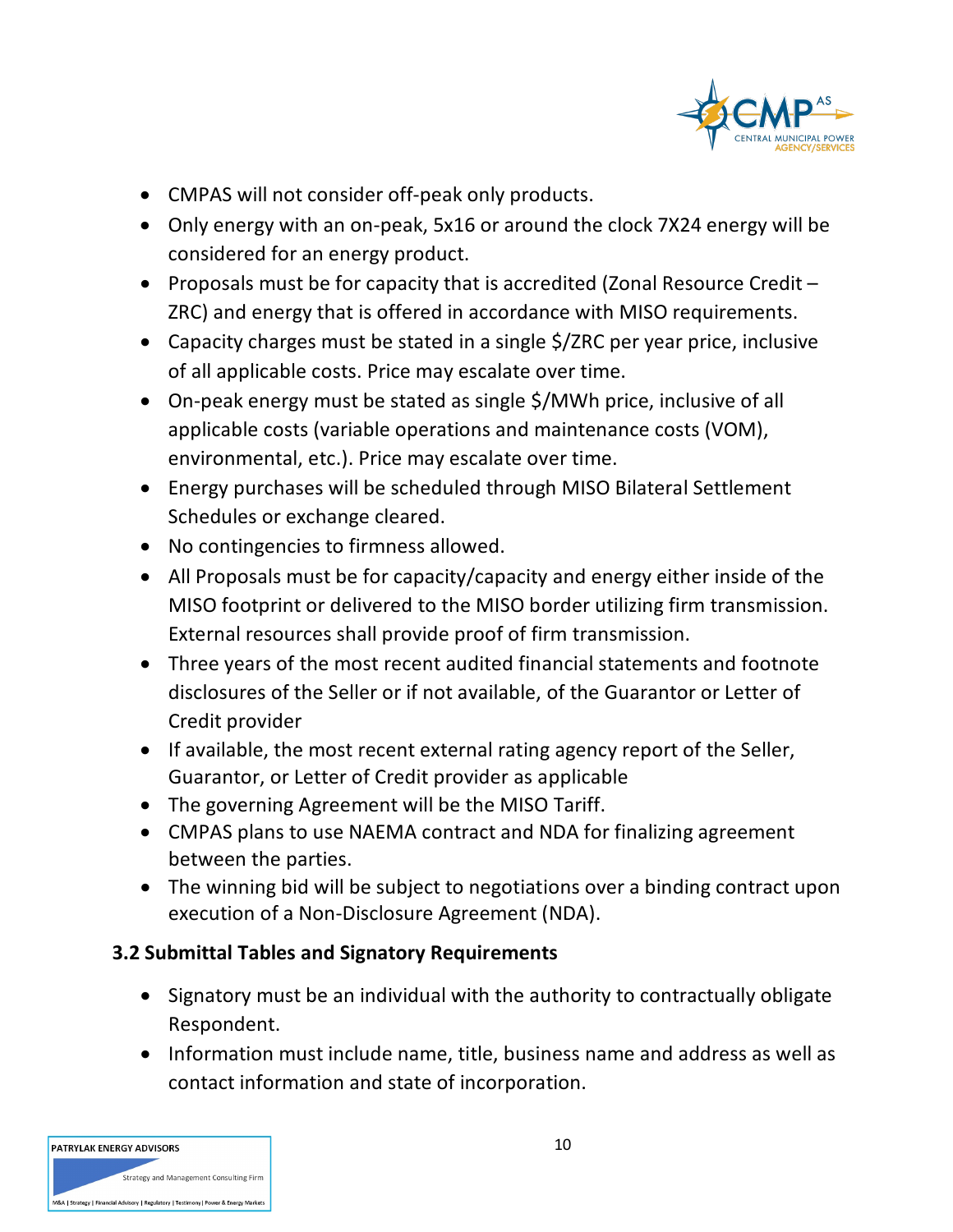- CMPAS will not consider off-peak only products.
- Only energy with an on-peak, 5x16 or around the clock 7X24 energy will be considered for an energy product.
- Proposals must be for capacity that is accredited (Zonal Resource Credit – ZRC) and energy that is offered in accordance with MISO requirements.
- Capacity charges must be stated in a single $/ZRC per year price, inclusive of all applicable costs. Price may escalate over time.
- On-peak energy must be stated as single $/MWh price, inclusive of all applicable costs (variable operations and maintenance costs (VOM), environmental, etc.). Price may escalate over time.
- Energy purchases will be scheduled through MISO Bilateral Settlement Schedules or exchange cleared.
- No contingencies to firmness allowed.
- All Proposals must be for capacity/capacity and energy either inside of the MISO footprint or delivered to the MISO border utilizing firm transmission. External resources shall provide proof of firm transmission.
- Three years of the most recent audited financial statements and footnote disclosures of the Seller or if not available, of the Guarantor or Letter of Credit provider
- If available, the most recent external rating agency report of the Seller, Guarantor, or Letter of Credit provider as applicable
- The governing Agreement will be the MISO Tariff.
- CMPAS plans to use NAEMA contract and NDA for finalizing agreement between the parties.
- The winning bid will be subject to negotiations over a binding contract upon execution of a Non-Disclosure Agreement (NDA).

### 3.2 Submittal Tables and Signatory Requirements

- Signatory must be an individual with the authority to contractually obligate Respondent.
- Information must include name, title, business name and address as well as contact information and state of incorporation.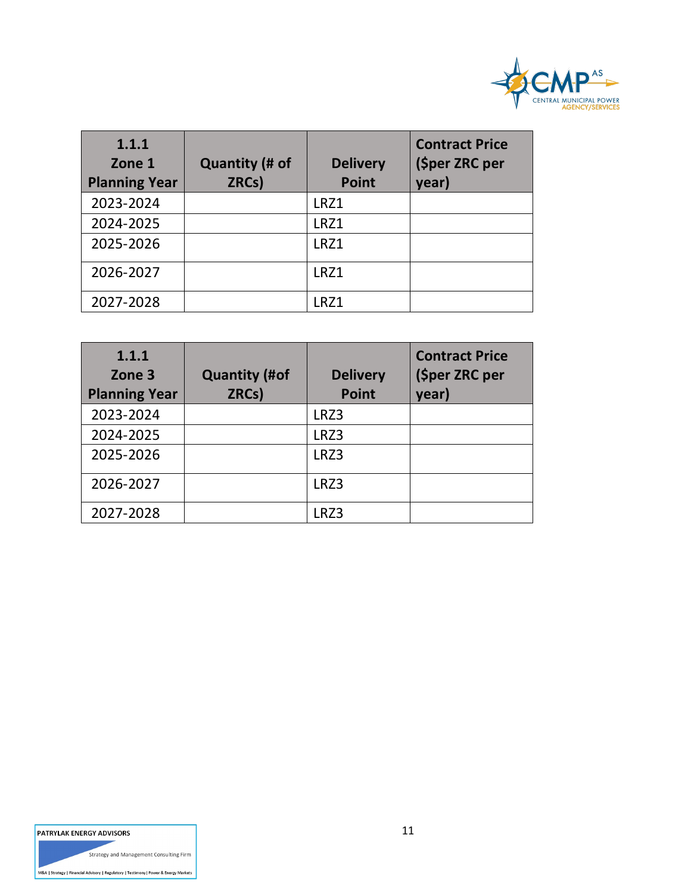| 1.1.1 Zone 1 Planning Year | Quantity (# of ZRCs) | Delivery Point | Contract Price ($per ZRC per year) |
|---|---|---|---|
| 2023-2024 | | LRZ1 | |
| 2024-2025 | | LRZ1 | |
| 2025-2026 | | LRZ1 | |
| 2026-2027 | | LRZ1 | |
| 2027-2028 | | LRZ1 | |

| 1.1.1 Zone 3 Planning Year | Quantity (#of ZRCs) | Delivery Point | Contract Price ($per ZRC per year) |
|---|---|---|---|
| 2023-2024 | | LRZ3 | |
| 2024-2025 | | LRZ3 | |
| 2025-2026 | | LRZ3 | |
| 2026-2027 | | LRZ3 | |
| 2027-2028 | | LRZ3 | |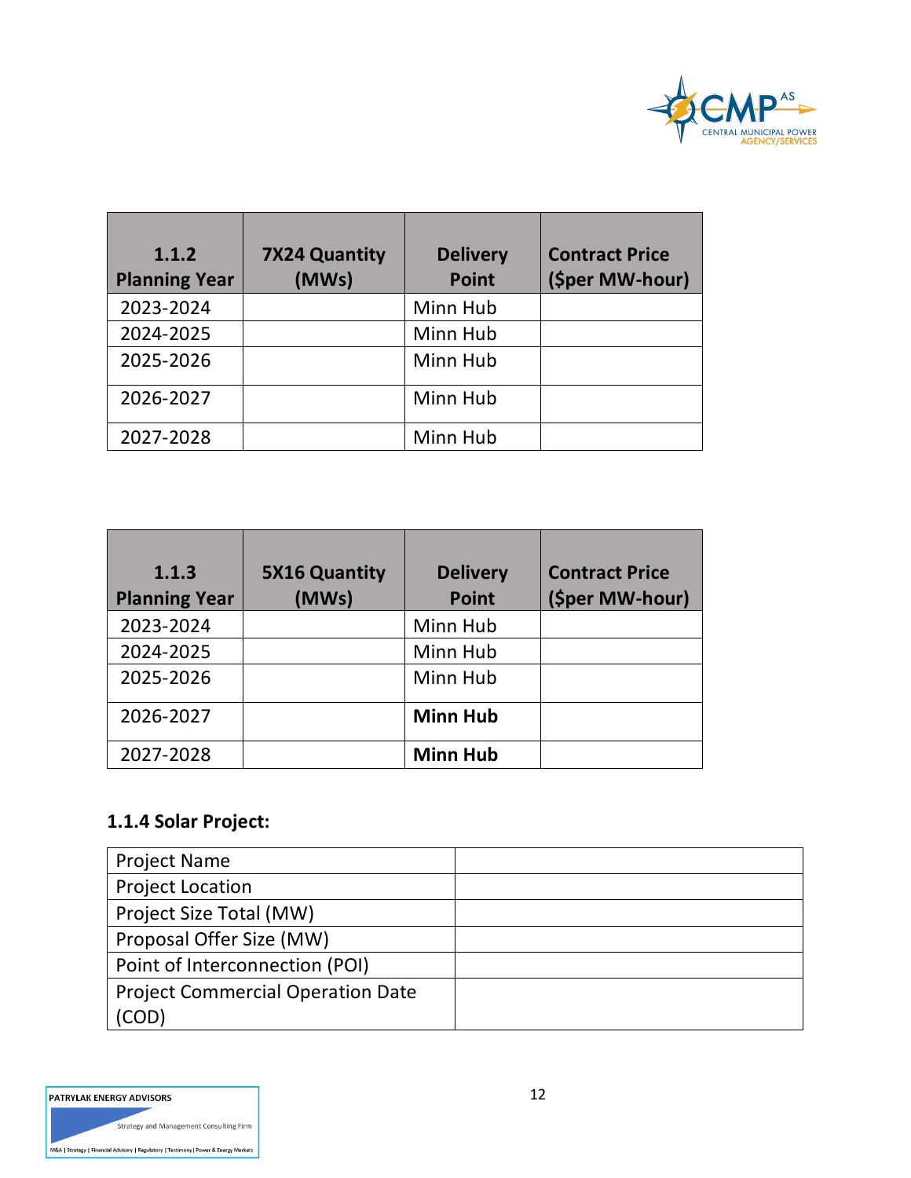| 1.1.2 Planning Year | 7X24 Quantity (MWs) | Delivery Point | Contract Price ($per MW-hour) |
|---|---|---|---|
| 2023-2024 | | Minn Hub | |
| 2024-2025 | | Minn Hub | |
| 2025-2026 | | Minn Hub | |
| 2026-2027 | | Minn Hub | |
| 2027-2028 | | Minn Hub | |

| 1.1.3 Planning Year | 5X16 Quantity (MWs) | Delivery Point | Contract Price ($per MW-hour) |
|---|---|---|---|
| 2023-2024 | | Minn Hub | |
| 2024-2025 | | Minn Hub | |
| 2025-2026 | | Minn Hub | |
| 2026-2027 | | **Minn Hub** | |
| 2027-2028 | | **Minn Hub** | |

### 1.1.4 Solar Project:

| | |
|---|---|
| Project Name | |
| Project Location | |
| Project Size Total (MW) | |
| Proposal Offer Size (MW) | |
| Point of Interconnection (POI) | |
| Project Commercial Operation Date (COD) | |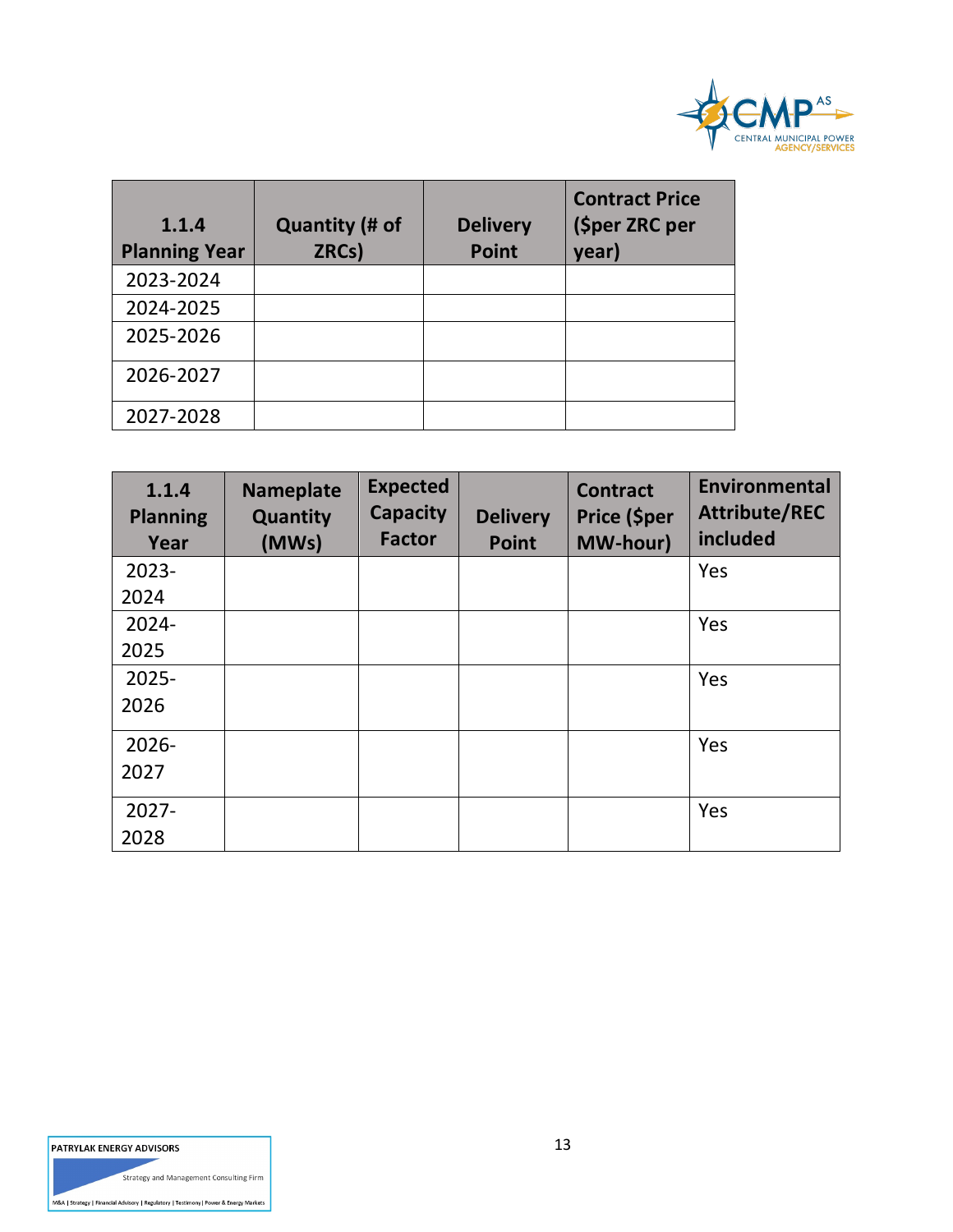| 1.1.4 Planning Year | Quantity (# of ZRCs) | Delivery Point | Contract Price ($per ZRC per year) |
|---|---|---|---|
| 2023-2024 | | | |
| 2024-2025 | | | |
| 2025-2026 | | | |
| 2026-2027 | | | |
| 2027-2028 | | | |

| 1.1.4 Planning Year | Nameplate Quantity (MWs) | Expected Capacity Factor | Delivery Point | Contract Price ($per MW-hour) | Environmental Attribute/REC included |
|---|---|---|---|---|---|
| 2023-2024 | | | | | Yes |
| 2024-2025 | | | | | Yes |
| 2025-2026 | | | | | Yes |
| 2026-2027 | | | | | Yes |
| 2027-2028 | | | | | Yes |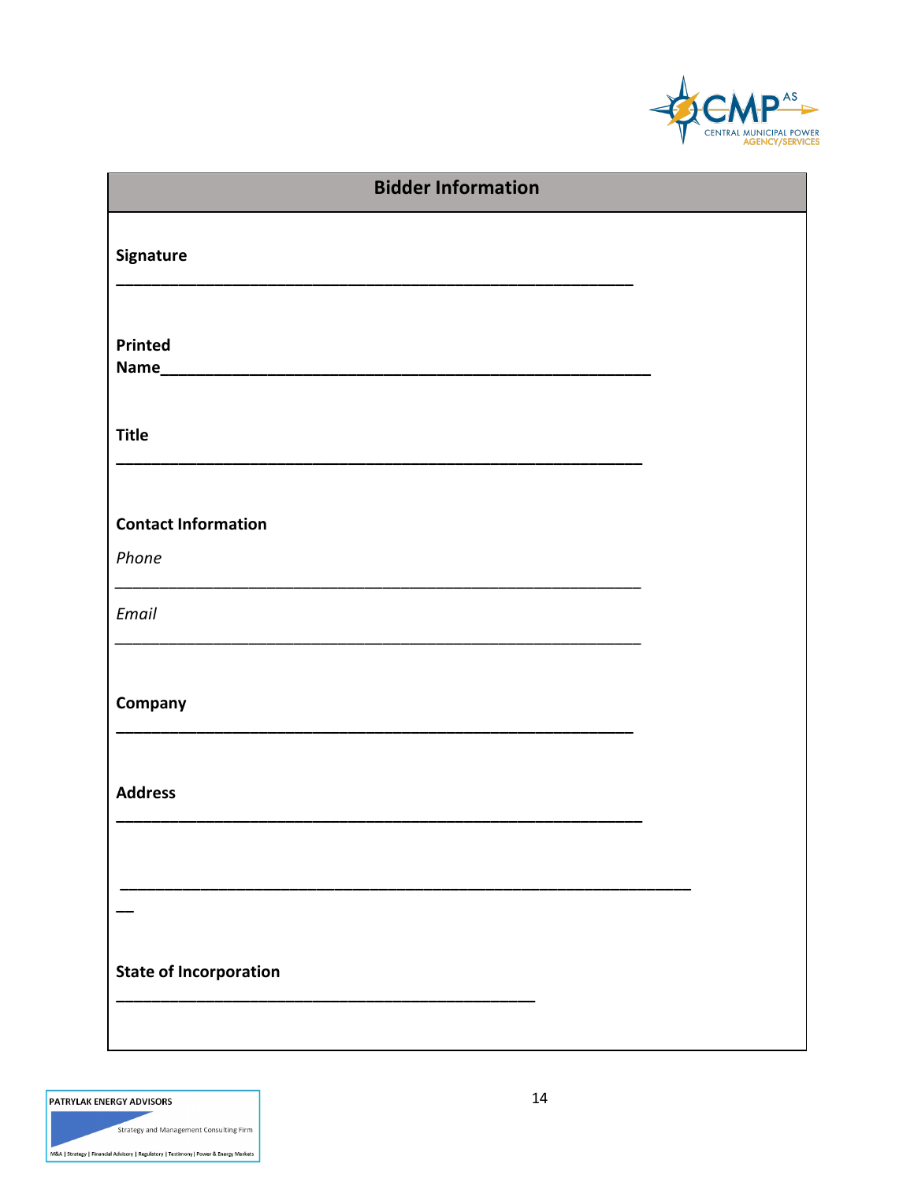## Bidder Information

**Signature**

**\_\_\_\_\_\_\_\_\_\_\_\_\_\_\_\_\_\_\_\_\_\_\_\_\_\_\_\_\_\_\_\_\_\_\_\_\_\_\_\_\_\_\_\_\_\_\_\_\_\_\_\_\_\_\_\_\_**

**Printed Name\_\_\_\_\_\_\_\_\_\_\_\_\_\_\_\_\_\_\_\_\_\_\_\_\_\_\_\_\_\_\_\_\_\_\_\_\_\_\_\_\_\_\_\_\_\_\_\_\_\_\_\_\_\_**

**Title**

**\_\_\_\_\_\_\_\_\_\_\_\_\_\_\_\_\_\_\_\_\_\_\_\_\_\_\_\_\_\_\_\_\_\_\_\_\_\_\_\_\_\_\_\_\_\_\_\_\_\_\_\_\_\_\_\_\_\_**

**Contact Information**

*Phone*

\_\_\_\_\_\_\_\_\_\_\_\_\_\_\_\_\_\_\_\_\_\_\_\_\_\_\_\_\_\_\_\_\_\_\_\_\_\_\_\_\_\_\_\_\_\_\_\_\_\_\_\_\_\_\_\_\_\_\_\_\_\_

*Email*

\_\_\_\_\_\_\_\_\_\_\_\_\_\_\_\_\_\_\_\_\_\_\_\_\_\_\_\_\_\_\_\_\_\_\_\_\_\_\_\_\_\_\_\_\_\_\_\_\_\_\_\_\_\_\_\_\_\_\_\_\_\_

**Company**

**\_\_\_\_\_\_\_\_\_\_\_\_\_\_\_\_\_\_\_\_\_\_\_\_\_\_\_\_\_\_\_\_\_\_\_\_\_\_\_\_\_\_\_\_\_\_\_\_\_\_\_\_\_\_\_\_\_**

**Address**

**\_\_\_\_\_\_\_\_\_\_\_\_\_\_\_\_\_\_\_\_\_\_\_\_\_\_\_\_\_\_\_\_\_\_\_\_\_\_\_\_\_\_\_\_\_\_\_\_\_\_\_\_\_\_\_\_\_\_**

**\_\_\_\_\_\_\_\_\_\_\_\_\_\_\_\_\_\_\_\_\_\_\_\_\_\_\_\_\_\_\_\_\_\_\_\_\_\_\_\_\_\_\_\_\_\_\_\_\_\_\_\_\_\_\_\_\_\_\_\_\_\_\_\_**

**State of Incorporation**

**\_\_\_\_\_\_\_\_\_\_\_\_\_\_\_\_\_\_\_\_\_\_\_\_\_\_\_\_\_\_\_\_\_\_\_\_\_\_\_\_\_\_\_\_\_\_\_**